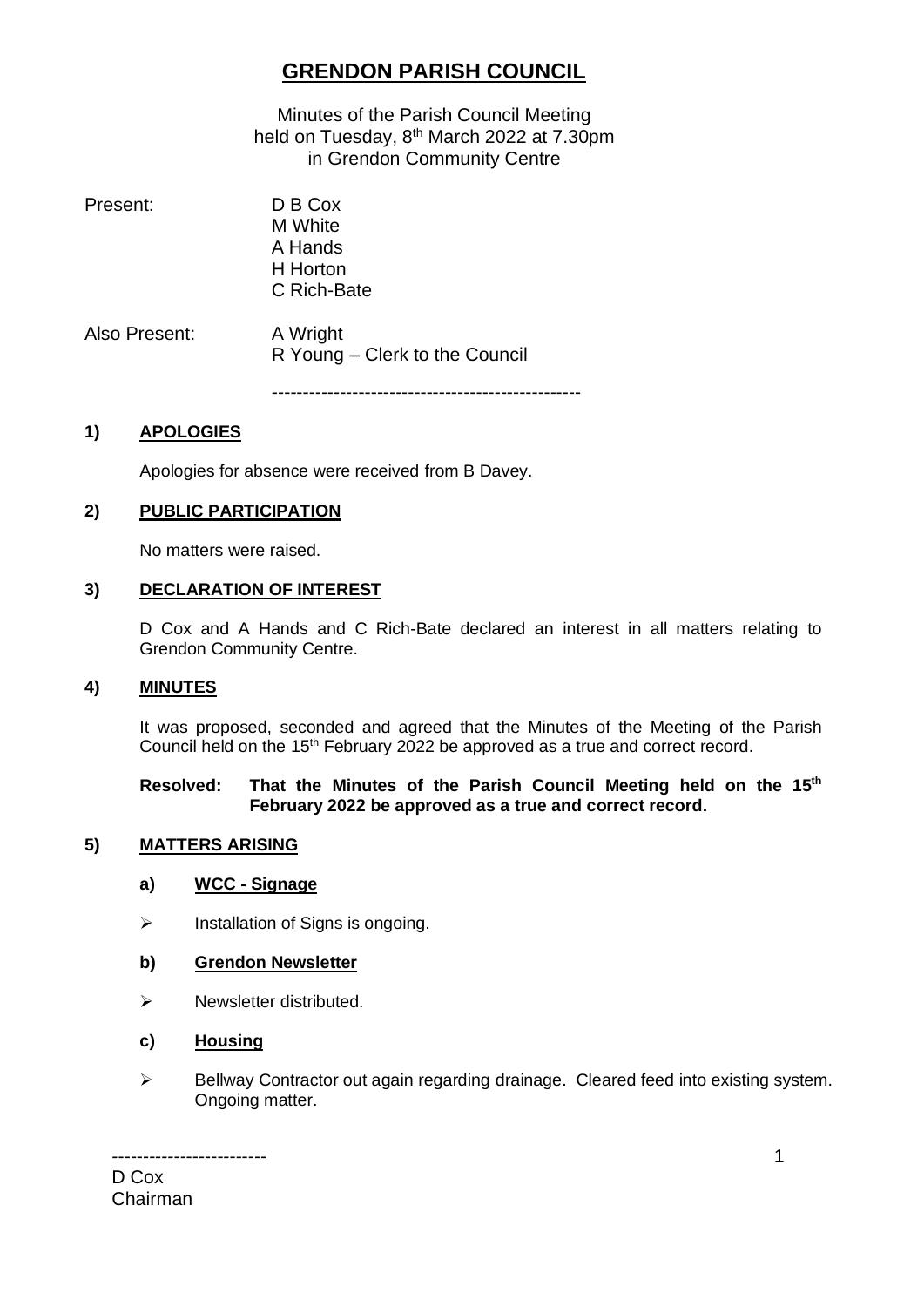# GRENDON PARISH COUNCIL

Minutes of the Parish Council Meeting
held on Tuesday, 8th March 2022 at 7.30pm
in Grendon Community Centre

Present: D B Cox
M White
A Hands
H Horton
C Rich-Bate

Also Present: A Wright
R Young – Clerk to the Council

---

## 1) APOLOGIES

Apologies for absence were received from B Davey.

## 2) PUBLIC PARTICIPATION

No matters were raised.

## 3) DECLARATION OF INTEREST

D Cox and A Hands and C Rich-Bate declared an interest in all matters relating to Grendon Community Centre.

## 4) MINUTES

It was proposed, seconded and agreed that the Minutes of the Meeting of the Parish Council held on the 15th February 2022 be approved as a true and correct record.

**Resolved: That the Minutes of the Parish Council Meeting held on the 15th February 2022 be approved as a true and correct record.**

## 5) MATTERS ARISING

### a) WCC - Signage

- Installation of Signs is ongoing.

### b) Grendon Newsletter

- Newsletter distributed.

### c) Housing

- Bellway Contractor out again regarding drainage. Cleared feed into existing system. Ongoing matter.

-------------------------
D Cox
Chairman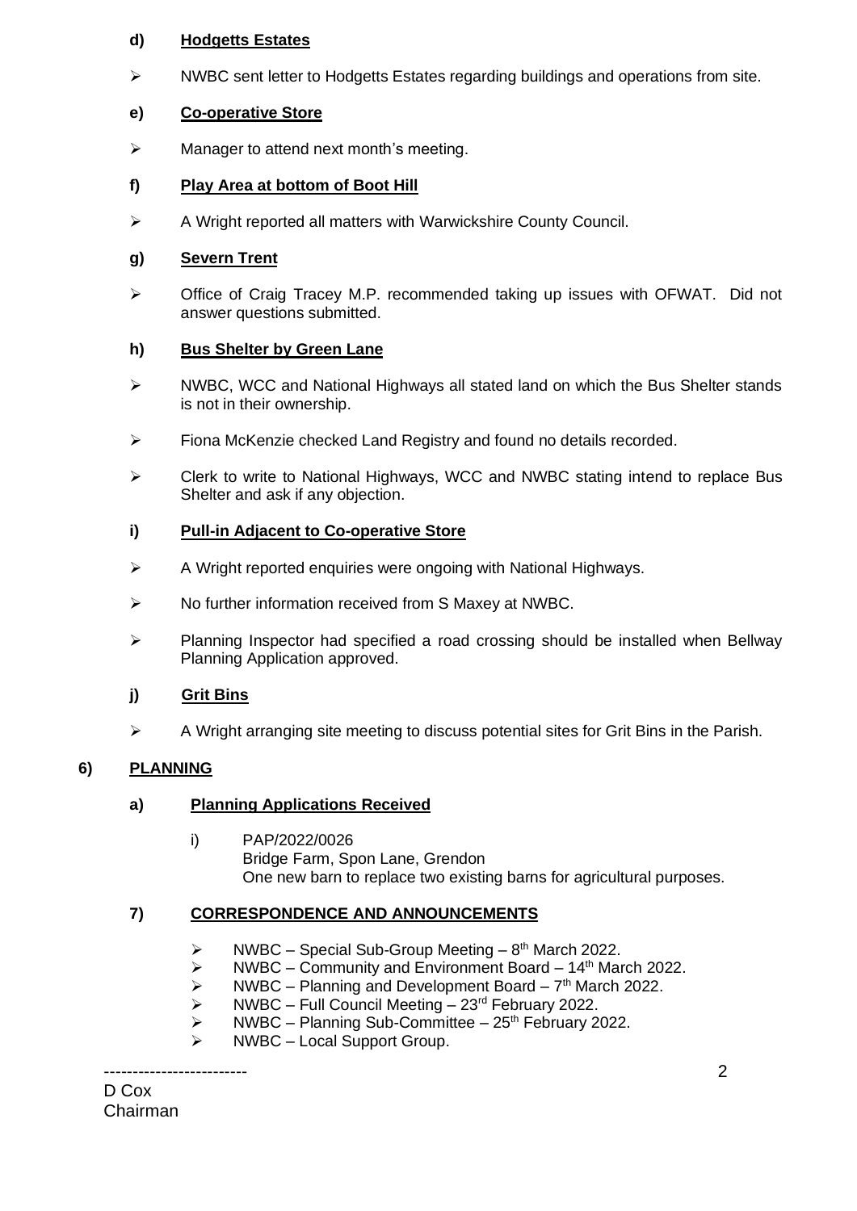**d) Hodgetts Estates**

- NWBC sent letter to Hodgetts Estates regarding buildings and operations from site.

**e) Co-operative Store**

- Manager to attend next month's meeting.

**f) Play Area at bottom of Boot Hill**

- A Wright reported all matters with Warwickshire County Council.

**g) Severn Trent**

- Office of Craig Tracey M.P. recommended taking up issues with OFWAT. Did not answer questions submitted.

**h) Bus Shelter by Green Lane**

- NWBC, WCC and National Highways all stated land on which the Bus Shelter stands is not in their ownership.
- Fiona McKenzie checked Land Registry and found no details recorded.
- Clerk to write to National Highways, WCC and NWBC stating intend to replace Bus Shelter and ask if any objection.

**i) Pull-in Adjacent to Co-operative Store**

- A Wright reported enquiries were ongoing with National Highways.
- No further information received from S Maxey at NWBC.
- Planning Inspector had specified a road crossing should be installed when Bellway Planning Application approved.

**j) Grit Bins**

- A Wright arranging site meeting to discuss potential sites for Grit Bins in the Parish.

## 6) PLANNING

**a) Planning Applications Received**

i) PAP/2022/0026
Bridge Farm, Spon Lane, Grendon
One new barn to replace two existing barns for agricultural purposes.

## 7) CORRESPONDENCE AND ANNOUNCEMENTS

- NWBC – Special Sub-Group Meeting – 8th March 2022.
- NWBC – Community and Environment Board – 14th March 2022.
- NWBC – Planning and Development Board – 7th March 2022.
- NWBC – Full Council Meeting – 23rd February 2022.
- NWBC – Planning Sub-Committee – 25th February 2022.
- NWBC – Local Support Group.

-------------------------
D Cox
Chairman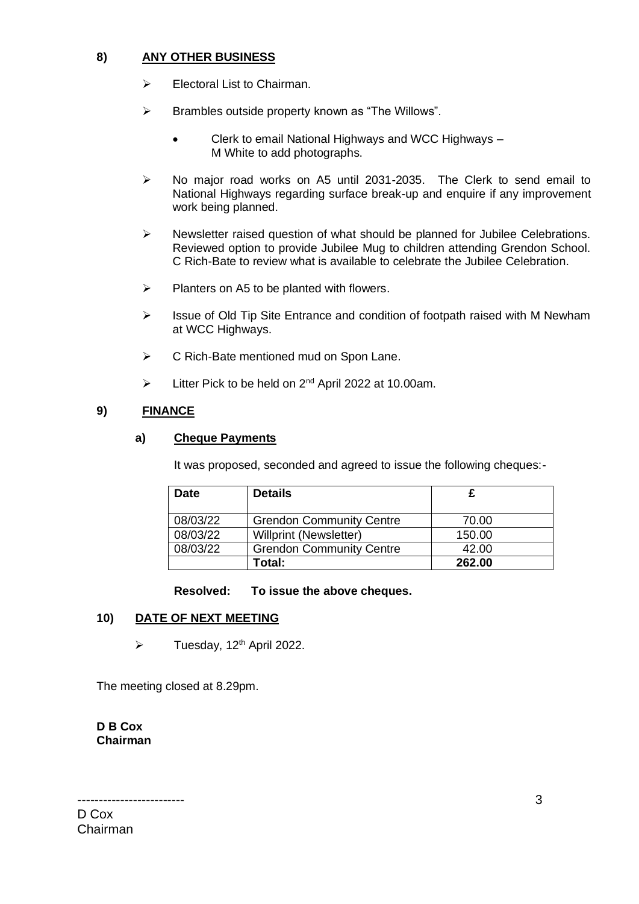## 8) ANY OTHER BUSINESS

- Electoral List to Chairman.
- Brambles outside property known as "The Willows".
  - Clerk to email National Highways and WCC Highways – M White to add photographs.
- No major road works on A5 until 2031-2035. The Clerk to send email to National Highways regarding surface break-up and enquire if any improvement work being planned.
- Newsletter raised question of what should be planned for Jubilee Celebrations. Reviewed option to provide Jubilee Mug to children attending Grendon School. C Rich-Bate to review what is available to celebrate the Jubilee Celebration.
- Planters on A5 to be planted with flowers.
- Issue of Old Tip Site Entrance and condition of footpath raised with M Newham at WCC Highways.
- C Rich-Bate mentioned mud on Spon Lane.
- Litter Pick to be held on 2nd April 2022 at 10.00am.

## 9) FINANCE

### a) Cheque Payments

It was proposed, seconded and agreed to issue the following cheques:-

| Date | Details | £ |
|---|---|---|
| 08/03/22 | Grendon Community Centre | 70.00 |
| 08/03/22 | Willprint (Newsletter) | 150.00 |
| 08/03/22 | Grendon Community Centre | 42.00 |
| | **Total:** | **262.00** |

**Resolved: To issue the above cheques.**

## 10) DATE OF NEXT MEETING

- Tuesday, 12th April 2022.

The meeting closed at 8.29pm.

**D B Cox**
**Chairman**

-------------------------
D Cox
Chairman